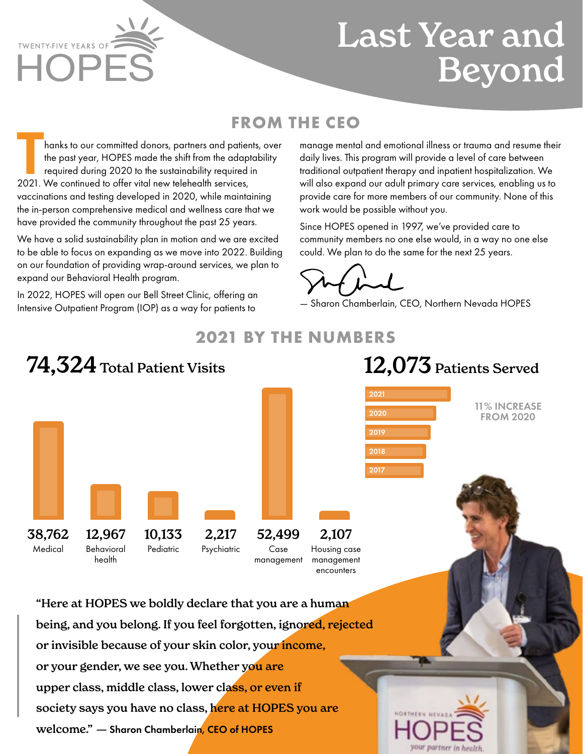TWENTY-FIVE YEARS OF HOPES

# Last Year and Beyond

## FROM THE CEO

Thanks to our committed donors, partners and patients, over the past year, HOPES made the shift from the adaptability required during 2020 to the sustainability required in 2021. We continued to offer vital new telehealth services, vaccinations and testing developed in 2020, while maintaining the in-person comprehensive medical and wellness care that we have provided the community throughout the past 25 years.

We have a solid sustainability plan in motion and we are excited to be able to focus on expanding as we move into 2022. Building on our foundation of providing wrap-around services, we plan to expand our Behavioral Health program.

In 2022, HOPES will open our Bell Street Clinic, offering an Intensive Outpatient Program (IOP) as a way for patients to manage mental and emotional illness or trauma and resume their daily lives. This program will provide a level of care between traditional outpatient therapy and inpatient hospitalization. We will also expand our adult primary care services, enabling us to provide care for more members of our community. None of this work would be possible without you.

Since HOPES opened in 1997, we've provided care to community members no one else would, in a way no one else could. We plan to do the same for the next 25 years.

— Sharon Chamberlain, CEO, Northern Nevada HOPES

## 2021 BY THE NUMBERS

### 74,324 Total Patient Visits

| Visit type | Count |
|---|---|
| Medical | 38,762 |
| Behavioral health | 12,967 |
| Pediatric | 10,133 |
| Psychiatric | 2,217 |
| Case management | 52,499 |
| Housing case management encounters | 2,107 |

### 12,073 Patients Served

2021, 2020, 2019, 2018, 2017

11% INCREASE FROM 2020

"Here at HOPES we boldly declare that you are a human being, and you belong. If you feel forgotten, ignored, rejected or invisible because of your skin color, your income, or your gender, we see you. Whether you are upper class, middle class, lower class, or even if society says you have no class, here at HOPES you are welcome." — Sharon Chamberlain, CEO of HOPES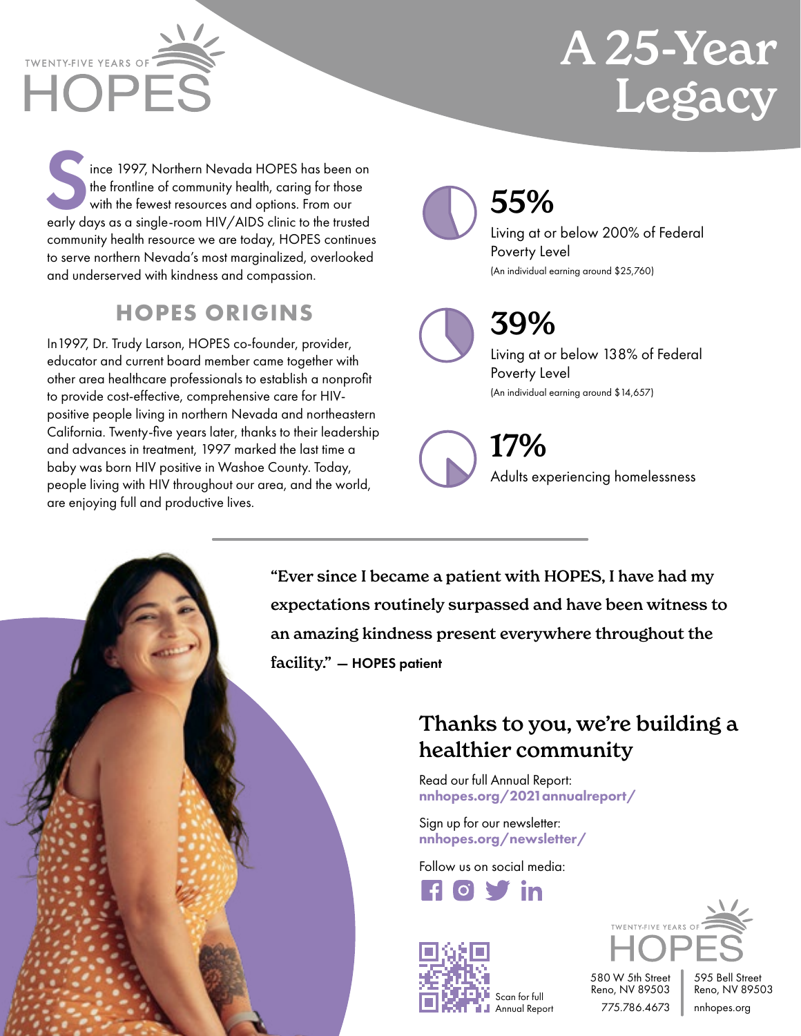TWENTY-FIVE YEARS OF HOPES

# A 25-Year Legacy

Since 1997, Northern Nevada HOPES has been on the frontline of community health, caring for those with the fewest resources and options. From our early days as a single-room HIV/AIDS clinic to the trusted community health resource we are today, HOPES continues to serve northern Nevada's most marginalized, overlooked and underserved with kindness and compassion.

## HOPES ORIGINS

In 1997, Dr. Trudy Larson, HOPES co-founder, provider, educator and current board member came together with other area healthcare professionals to establish a nonprofit to provide cost-effective, comprehensive care for HIV-positive people living in northern Nevada and northeastern California. Twenty-five years later, thanks to their leadership and advances in treatment, 1997 marked the last time a baby was born HIV positive in Washoe County. Today, people living with HIV throughout our area, and the world, are enjoying full and productive lives.

**55%**
Living at or below 200% of Federal Poverty Level
(An individual earning around $25,760)

**39%**
Living at or below 138% of Federal Poverty Level
(An individual earning around $14,657)

**17%**
Adults experiencing homelessness

**"Ever since I became a patient with HOPES, I have had my expectations routinely surpassed and have been witness to an amazing kindness present everywhere throughout the facility."** — HOPES patient

## Thanks to you, we're building a healthier community

Read our full Annual Report:
**nnhopes.org/2021annualreport/**

Sign up for our newsletter:
**nnhopes.org/newsletter/**

Follow us on social media:

Scan for full Annual Report

TWENTY-FIVE YEARS OF HOPES

580 W 5th Street
Reno, NV 89503
775.786.4673

595 Bell Street
Reno, NV 89503
nnhopes.org